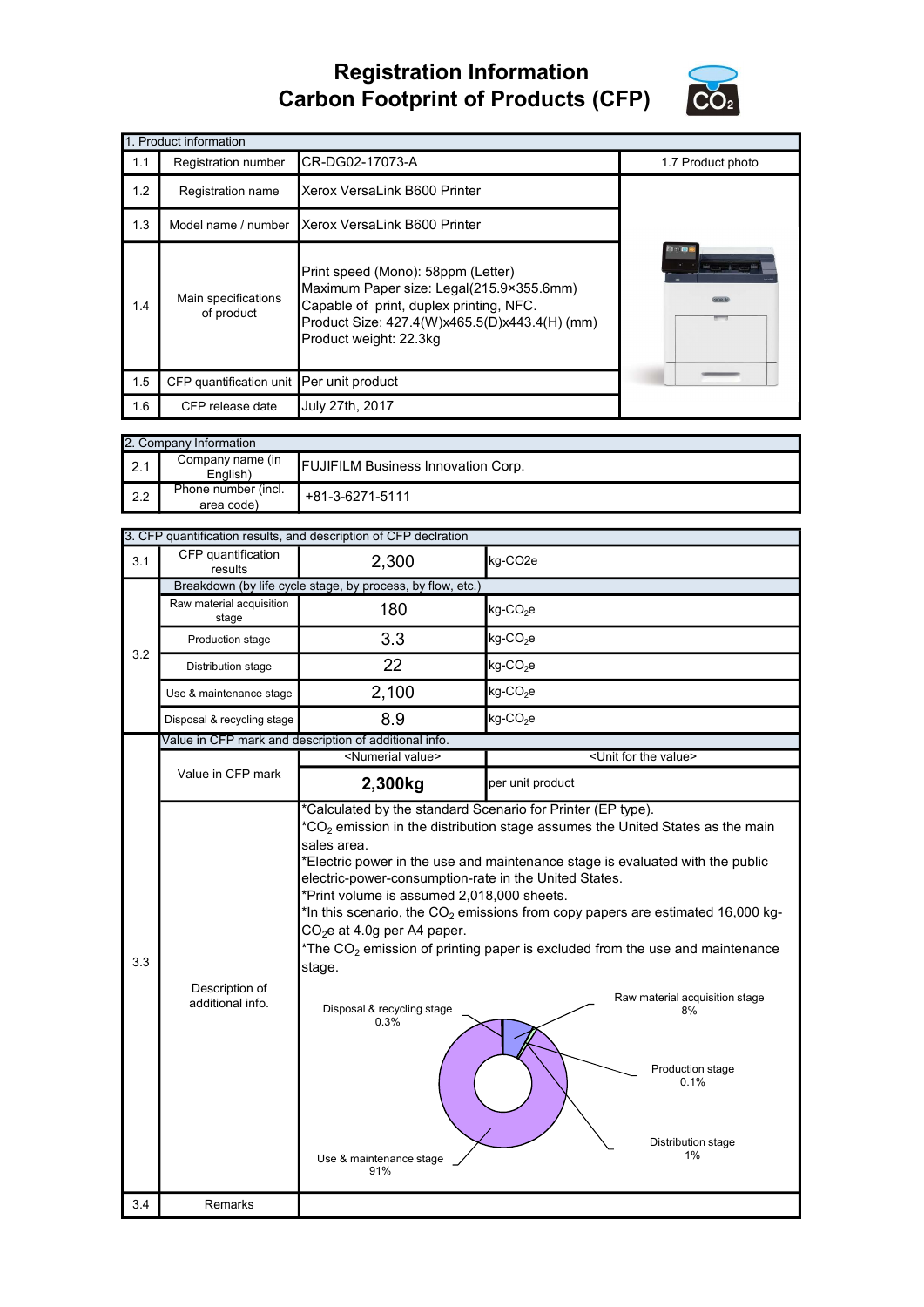# Registration Information
# Carbon Footprint of Products (CFP)

| 1. Product information | | | |
|---|---|---|---|
| 1.1 | Registration number | CR-DG02-17073-A | 1.7 Product photo |
| 1.2 | Registration name | Xerox VersaLink B600 Printer | |
| 1.3 | Model name / number | Xerox VersaLink B600 Printer | |
| 1.4 | Main specifications of product | Print speed (Mono): 58ppm (Letter)<br>Maximum Paper size: Legal(215.9×355.6mm)<br>Capable of print, duplex printing, NFC.<br>Product Size: 427.4(W)x465.5(D)x443.4(H) (mm)<br>Product weight: 22.3kg | |
| 1.5 | CFP quantification unit | Per unit product | |
| 1.6 | CFP release date | July 27th, 2017 | |

| 2. Company Information | | |
|---|---|---|
| 2.1 | Company name (in English) | FUJIFILM Business Innovation Corp. |
| 2.2 | Phone number (incl. area code) | +81-3-6271-5111 |

| 3. CFP quantification results, and description of CFP declration | | | |
|---|---|---|---|
| 3.1 | CFP quantification results | 2,300 | kg-CO2e |
| 3.2 | Breakdown (by life cycle stage, by process, by flow, etc.) | | |
| | Raw material acquisition stage | 180 | kg-$CO_2$e |
| | Production stage | 3.3 | kg-$CO_2$e |
| | Distribution stage | 22 | kg-$CO_2$e |
| | Use & maintenance stage | 2,100 | kg-$CO_2$e |
| | Disposal & recycling stage | 8.9 | kg-$CO_2$e |
| 3.3 | Value in CFP mark and description of additional info. | | |
| | Value in CFP mark | <Numerial value> | <Unit for the value> |
| | | **2,300kg** | per unit product |
| | Description of additional info. | *Calculated by the standard Scenario for Printer (EP type).<br>*$CO_2$ emission in the distribution stage assumes the United States as the main sales area.<br>*Electric power in the use and maintenance stage is evaluated with the public electric-power-consumption-rate in the United States.<br>*Print volume is assumed 2,018,000 sheets.<br>*In this scenario, the $CO_2$ emissions from copy papers are estimated 16,000 kg-$CO_2$e at 4.0g per A4 paper.<br>*The $CO_2$ emission of printing paper is excluded from the use and maintenance stage.<br><br>Raw material acquisition stage 8%<br>Production stage 0.1%<br>Distribution stage 1%<br>Use & maintenance stage 91%<br>Disposal & recycling stage 0.3% | |
| 3.4 | Remarks | | |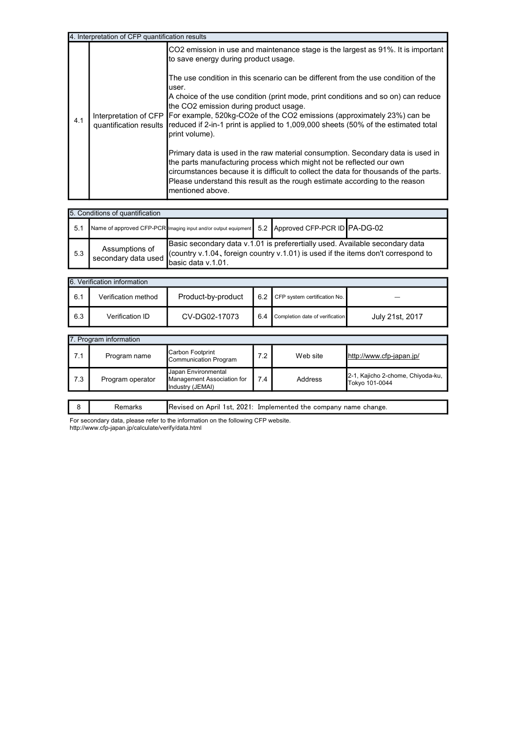## 4. Interpretation of CFP quantification results

| | | |
|---|---|---|
| 4.1 | Interpretation of CFP quantification results | $CO_2$ emission in use and maintenance stage is the largest as 91%. It is important to save energy during product usage.<br><br>The use condition in this scenario can be different from the use condition of the user.<br>A choice of the use condition (print mode, print conditions and so on) can reduce the $CO_2$ emission during product usage.<br>For example, 520kg-CO2e of the $CO_2$ emissions (approximately 23%) can be reduced if 2-in-1 print is applied to 1,009,000 sheets (50% of the estimated total print volume).<br><br>Primary data is used in the raw material consumption. Secondary data is used in the parts manufacturing process which might not be reflected our own circumstances because it is difficult to collect the data for thousands of the parts. Please understand this result as the rough estimate according to the reason mentioned above. |

## 5. Conditions of quantification

| | | | | | |
|---|---|---|---|---|---|
| 5.1 | Name of approved CFP-PCR | Imaging input and/or output equipment | 5.2 | Approved CFP-PCR ID | PA-DG-02 |
| 5.3 | Assumptions of secondary data used | Basic secondary data v.1.01 is preferertially used. Available secondary data (country v.1.04、foreign country v.1.01) is used if the items don't correspond to basic data v.1.01. | | | |

## 6. Verification information

| | | | | | |
|---|---|---|---|---|---|
| 6.1 | Verification method | Product-by-product | 6.2 | CFP system certification No. | — |
| 6.3 | Verification ID | CV-DG02-17073 | 6.4 | Completion date of verification | July 21st, 2017 |

## 7. Program information

| | | | | | |
|---|---|---|---|---|---|
| 7.1 | Program name | Carbon Footprint Communication Program | 7.2 | Web site | http://www.cfp-japan.jp/ |
| 7.3 | Program operator | Japan Environmental Management Association for Industry (JEMAI) | 7.4 | Address | 2-1, Kajicho 2-chome, Chiyoda-ku, Tokyo 101-0044 |

| | | |
|---|---|---|
| 8 | Remarks | Revised on April 1st, 2021: Implemented the company name change. |

For secondary data, please refer to the information on the following CFP website.
http://www.cfp-japan.jp/calculate/verify/data.html